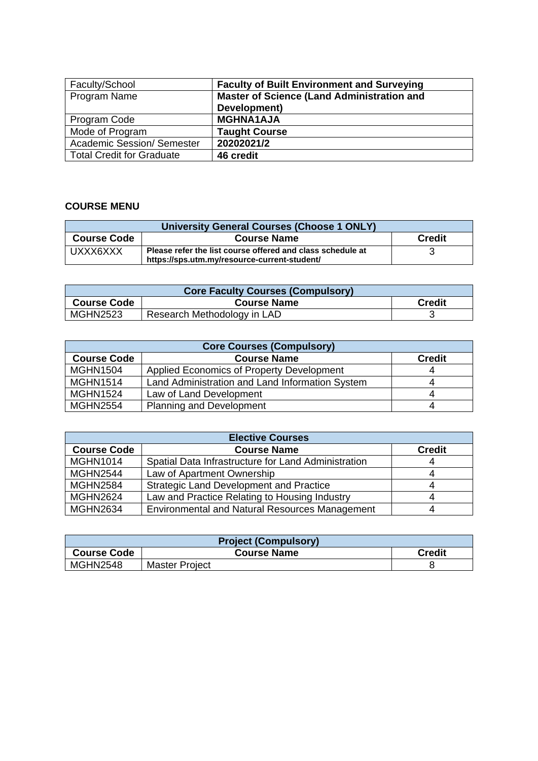| Faculty/School | **Faculty of Built Environment and Surveying** |
|---|---|
| Program Name | **Master of Science (Land Administration and Development)** |
| Program Code | **MGHNA1AJA** |
| Mode of Program | **Taught Course** |
| Academic Session/ Semester | **20202021/2** |
| Total Credit for Graduate | **46 credit** |

**COURSE MENU**

| **University General Courses (Choose 1 ONLY)** | | |
|---|---|---|
| **Course Code** | **Course Name** | **Credit** |
| UXXX6XXX | **Please refer the list course offered and class schedule at https://sps.utm.my/resource-current-student/** | 3 |

| **Core Faculty Courses (Compulsory)** | | |
|---|---|---|
| **Course Code** | **Course Name** | **Credit** |
| MGHN2523 | Research Methodology in LAD | 3 |

| **Core Courses (Compulsory)** | | |
|---|---|---|
| **Course Code** | **Course Name** | **Credit** |
| MGHN1504 | Applied Economics of Property Development | 4 |
| MGHN1514 | Land Administration and Land Information System | 4 |
| MGHN1524 | Law of Land Development | 4 |
| MGHN2554 | Planning and Development | 4 |

| **Elective Courses** | | |
|---|---|---|
| **Course Code** | **Course Name** | **Credit** |
| MGHN1014 | Spatial Data Infrastructure for Land Administration | 4 |
| MGHN2544 | Law of Apartment Ownership | 4 |
| MGHN2584 | Strategic Land Development and Practice | 4 |
| MGHN2624 | Law and Practice Relating to Housing Industry | 4 |
| MGHN2634 | Environmental and Natural Resources Management | 4 |

| **Project (Compulsory)** | | |
|---|---|---|
| **Course Code** | **Course Name** | **Credit** |
| MGHN2548 | Master Project | 8 |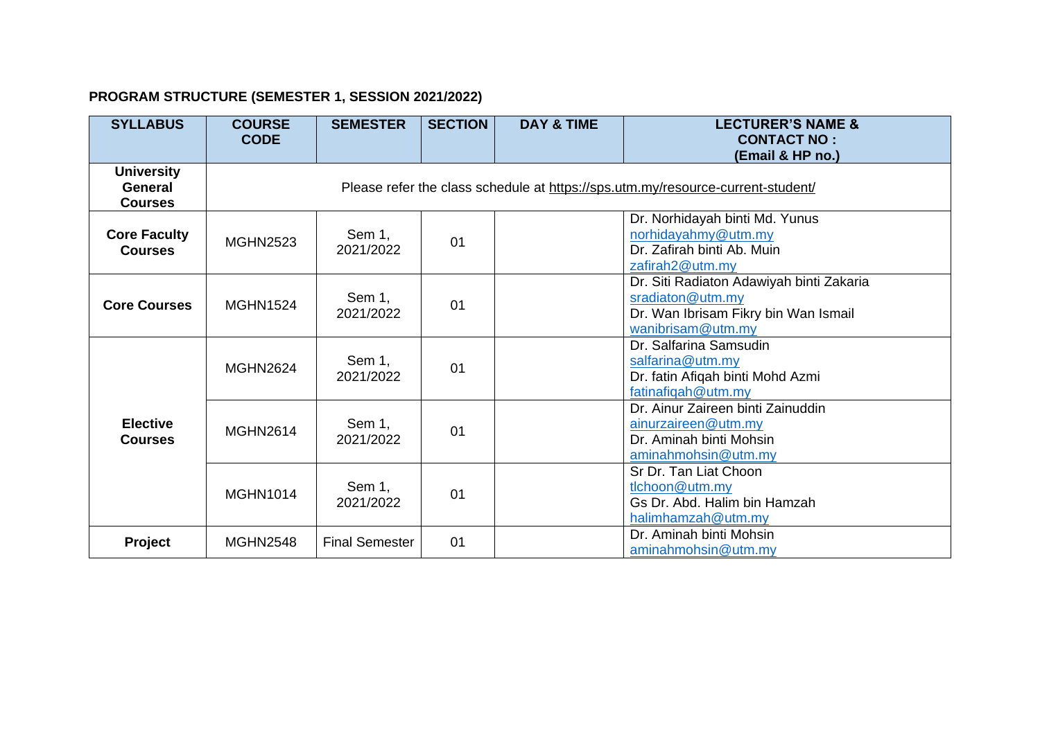**PROGRAM STRUCTURE (SEMESTER 1, SESSION 2021/2022)**

| SYLLABUS | COURSE CODE | SEMESTER | SECTION | DAY & TIME | LECTURER'S NAME & CONTACT NO : (Email & HP no.) |
|---|---|---|---|---|---|
| **University General Courses** | Please refer the class schedule at https://sps.utm.my/resource-current-student/ | | | | |
| **Core Faculty Courses** | MGHN2523 | Sem 1, 2021/2022 | 01 | | Dr. Norhidayah binti Md. Yunus norhidayahmy@utm.my Dr. Zafirah binti Ab. Muin zafirah2@utm.my |
| **Core Courses** | MGHN1524 | Sem 1, 2021/2022 | 01 | | Dr. Siti Radiaton Adawiyah binti Zakaria sradiaton@utm.my Dr. Wan Ibrisam Fikry bin Wan Ismail wanibrisam@utm.my |
| **Elective Courses** | MGHN2624 | Sem 1, 2021/2022 | 01 | | Dr. Salfarina Samsudin salfarina@utm.my Dr. fatin Afiqah binti Mohd Azmi fatinafiqah@utm.my |
| | MGHN2614 | Sem 1, 2021/2022 | 01 | | Dr. Ainur Zaireen binti Zainuddin ainurzaireen@utm.my Dr. Aminah binti Mohsin aminahmohsin@utm.my |
| | MGHN1014 | Sem 1, 2021/2022 | 01 | | Sr Dr. Tan Liat Choon tlchoon@utm.my Gs Dr. Abd. Halim bin Hamzah halimhamzah@utm.my |
| **Project** | MGHN2548 | Final Semester | 01 | | Dr. Aminah binti Mohsin aminahmohsin@utm.my |